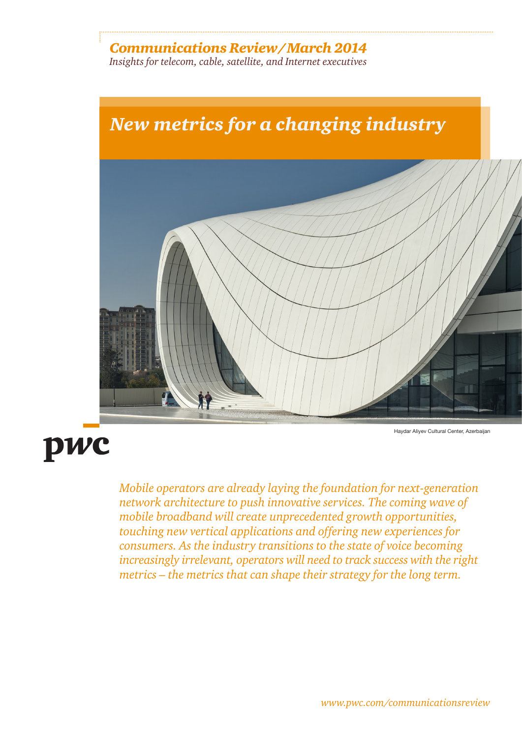*Communications Review/March 2014*

*Insights for telecom, cable, satellite, and Internet executives*

# *New metrics for a changing industry*

Haydar Aliyev Cultural Center, Azerbaijan

pwc

*Mobile operators are already laying the foundation for next-generation network architecture to push innovative services. The coming wave of mobile broadband will create unprecedented growth opportunities, touching new vertical applications and offering new experiences for consumers. As the industry transitions to the state of voice becoming increasingly irrelevant, operators will need to track success with the right metrics – the metrics that can shape their strategy for the long term.*

*www.pwc.com/communicationsreview*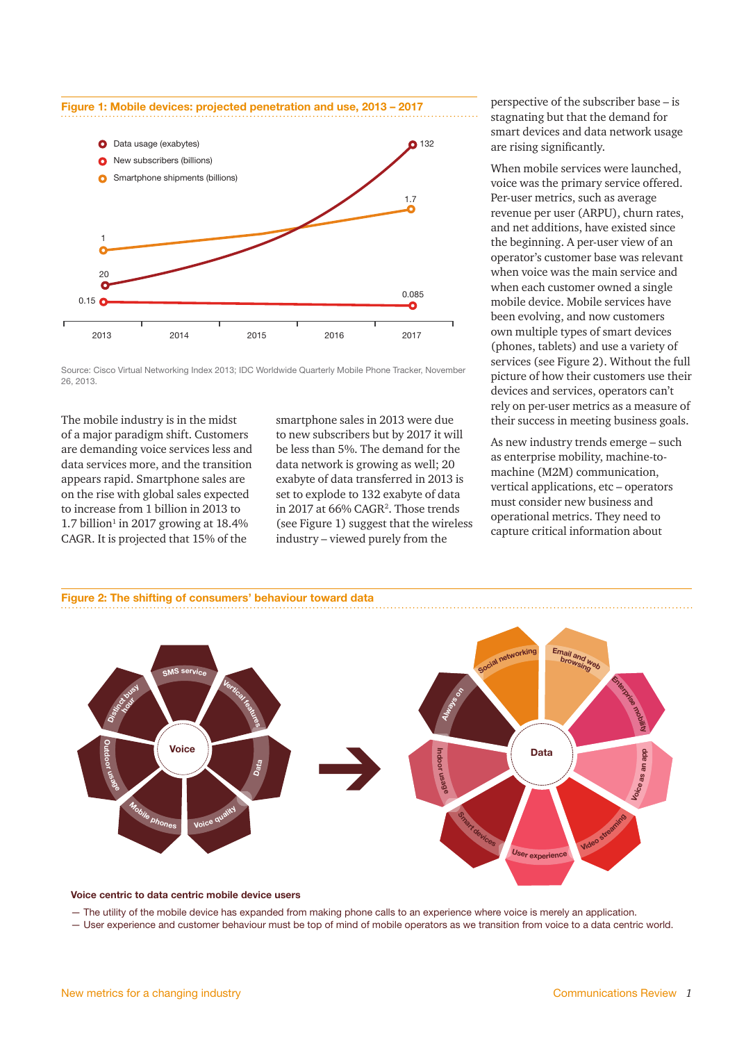**Figure 1: Mobile devices: projected penetration and use, 2013 – 2017**

Source: Cisco Virtual Networking Index 2013; IDC Worldwide Quarterly Mobile Phone Tracker, November 26, 2013.

The mobile industry is in the midst of a major paradigm shift. Customers are demanding voice services less and data services more, and the transition appears rapid. Smartphone sales are on the rise with global sales expected to increase from 1 billion in 2013 to 1.7 billion[1] in 2017 growing at 18.4% CAGR. It is projected that 15% of the smartphone sales in 2013 were due to new subscribers but by 2017 it will be less than 5%. The demand for the data network is growing as well; 20 exabyte of data transferred in 2013 is set to explode to 132 exabyte of data in 2017 at 66% CAGR[2]. Those trends (see Figure 1) suggest that the wireless industry – viewed purely from the perspective of the subscriber base – is stagnating but that the demand for smart devices and data network usage are rising significantly.

When mobile services were launched, voice was the primary service offered. Per-user metrics, such as average revenue per user (ARPU), churn rates, and net additions, have existed since the beginning. A per-user view of an operator's customer base was relevant when voice was the main service and when each customer owned a single mobile device. Mobile services have been evolving, and now customers own multiple types of smart devices (phones, tablets) and use a variety of services (see Figure 2). Without the full picture of how their customers use their devices and services, operators can't rely on per-user metrics as a measure of their success in meeting business goals.

As new industry trends emerge – such as enterprise mobility, machine-to-machine (M2M) communication, vertical applications, etc – operators must consider new business and operational metrics. They need to capture critical information about

**Figure 2: The shifting of consumers' behaviour toward data**

**Voice centric to data centric mobile device users**

— The utility of the mobile device has expanded from making phone calls to an experience where voice is merely an application.

— User experience and customer behaviour must be top of mind of mobile operators as we transition from voice to a data centric world.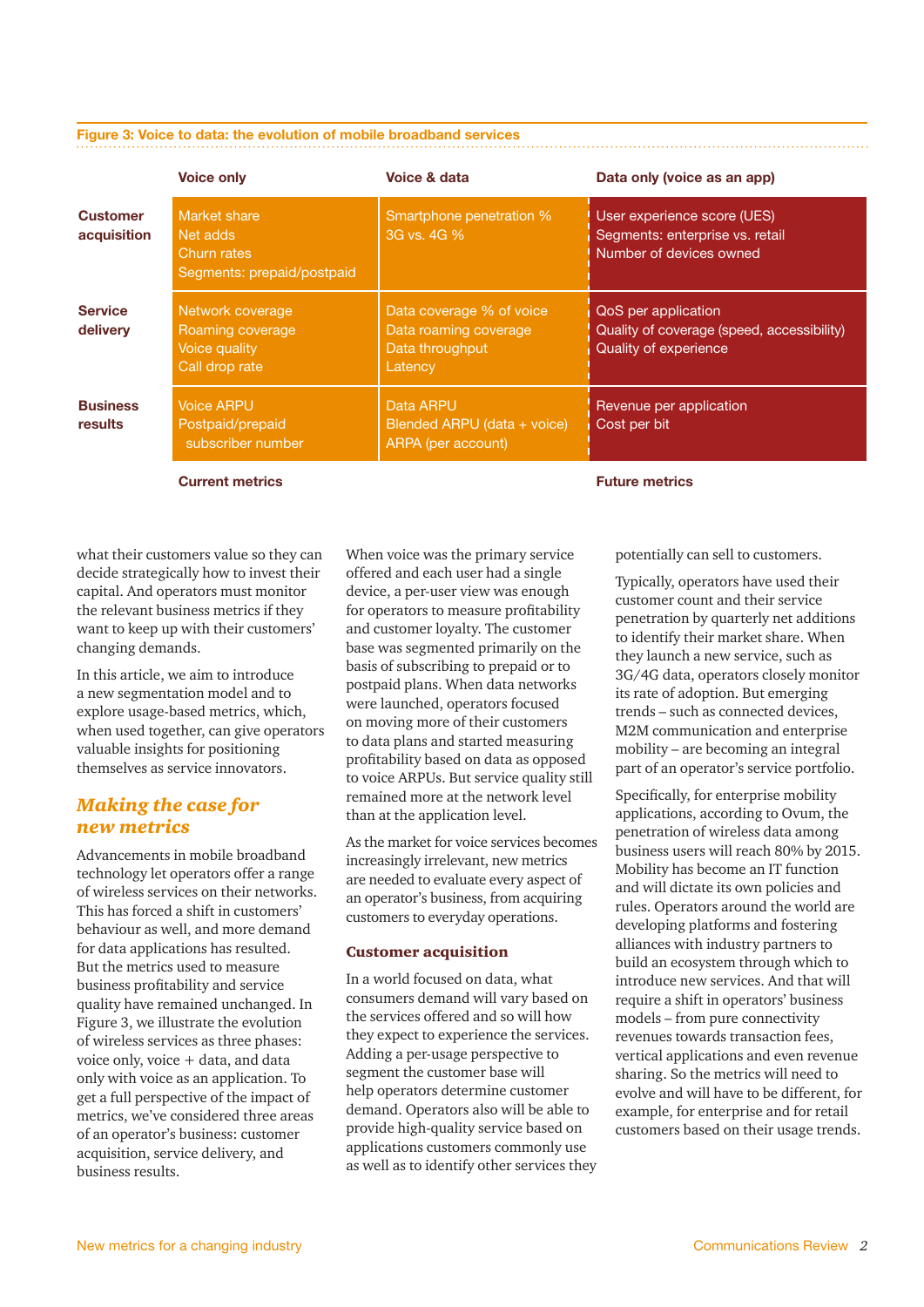**Figure 3: Voice to data: the evolution of mobile broadband services**

| | Voice only | Voice & data | Data only (voice as an app) |
|---|---|---|---|
| **Customer acquisition** | Market share<br>Net adds<br>Churn rates<br>Segments: prepaid/postpaid | Smartphone penetration %<br>3G vs. 4G % | User experience score (UES)<br>Segments: enterprise vs. retail<br>Number of devices owned |
| **Service delivery** | Network coverage<br>Roaming coverage<br>Voice quality<br>Call drop rate | Data coverage % of voice<br>Data roaming coverage<br>Data throughput<br>Latency | QoS per application<br>Quality of coverage (speed, accessibility)<br>Quality of experience |
| **Business results** | Voice ARPU<br>Postpaid/prepaid subscriber number | Data ARPU<br>Blended ARPU (data + voice)<br>ARPA (per account) | Revenue per application<br>Cost per bit |
| | **Current metrics** | | **Future metrics** |

what their customers value so they can decide strategically how to invest their capital. And operators must monitor the relevant business metrics if they want to keep up with their customers' changing demands.

In this article, we aim to introduce a new segmentation model and to explore usage-based metrics, which, when used together, can give operators valuable insights for positioning themselves as service innovators.

## *Making the case for new metrics*

Advancements in mobile broadband technology let operators offer a range of wireless services on their networks. This has forced a shift in customers' behaviour as well, and more demand for data applications has resulted. But the metrics used to measure business profitability and service quality have remained unchanged. In Figure 3, we illustrate the evolution of wireless services as three phases: voice only, voice + data, and data only with voice as an application. To get a full perspective of the impact of metrics, we've considered three areas of an operator's business: customer acquisition, service delivery, and business results.

When voice was the primary service offered and each user had a single device, a per-user view was enough for operators to measure profitability and customer loyalty. The customer base was segmented primarily on the basis of subscribing to prepaid or to postpaid plans. When data networks were launched, operators focused on moving more of their customers to data plans and started measuring profitability based on data as opposed to voice ARPUs. But service quality still remained more at the network level than at the application level.

As the market for voice services becomes increasingly irrelevant, new metrics are needed to evaluate every aspect of an operator's business, from acquiring customers to everyday operations.

### Customer acquisition

In a world focused on data, what consumers demand will vary based on the services offered and so will how they expect to experience the services. Adding a per-usage perspective to segment the customer base will help operators determine customer demand. Operators also will be able to provide high-quality service based on applications customers commonly use as well as to identify other services they potentially can sell to customers.

Typically, operators have used their customer count and their service penetration by quarterly net additions to identify their market share. When they launch a new service, such as 3G/4G data, operators closely monitor its rate of adoption. But emerging trends – such as connected devices, M2M communication and enterprise mobility – are becoming an integral part of an operator's service portfolio.

Specifically, for enterprise mobility applications, according to Ovum, the penetration of wireless data among business users will reach 80% by 2015. Mobility has become an IT function and will dictate its own policies and rules. Operators around the world are developing platforms and fostering alliances with industry partners to build an ecosystem through which to introduce new services. And that will require a shift in operators' business models – from pure connectivity revenues towards transaction fees, vertical applications and even revenue sharing. So the metrics will need to evolve and will have to be different, for example, for enterprise and for retail customers based on their usage trends.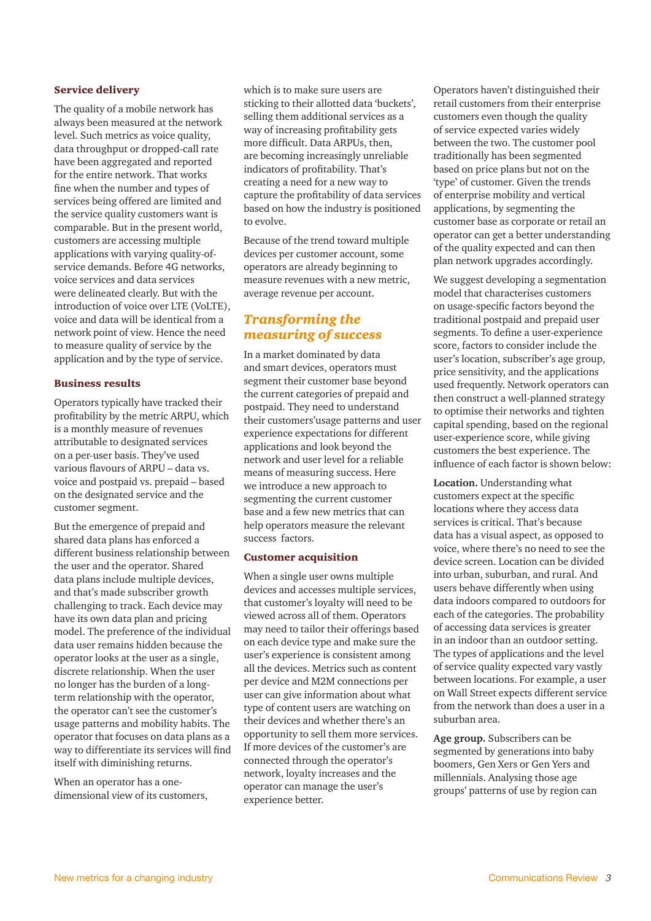### Service delivery

The quality of a mobile network has always been measured at the network level. Such metrics as voice quality, data throughput or dropped-call rate have been aggregated and reported for the entire network. That works fine when the number and types of services being offered are limited and the service quality customers want is comparable. But in the present world, customers are accessing multiple applications with varying quality-of-service demands. Before 4G networks, voice services and data services were delineated clearly. But with the introduction of voice over LTE (VoLTE), voice and data will be identical from a network point of view. Hence the need to measure quality of service by the application and by the type of service.

### Business results

Operators typically have tracked their profitability by the metric ARPU, which is a monthly measure of revenues attributable to designated services on a per-user basis. They've used various flavours of ARPU – data vs. voice and postpaid vs. prepaid – based on the designated service and the customer segment.

But the emergence of prepaid and shared data plans has enforced a different business relationship between the user and the operator. Shared data plans include multiple devices, and that's made subscriber growth challenging to track. Each device may have its own data plan and pricing model. The preference of the individual data user remains hidden because the operator looks at the user as a single, discrete relationship. When the user no longer has the burden of a long-term relationship with the operator, the operator can't see the customer's usage patterns and mobility habits. The operator that focuses on data plans as a way to differentiate its services will find itself with diminishing returns.

When an operator has a one-dimensional view of its customers, which is to make sure users are sticking to their allotted data 'buckets', selling them additional services as a way of increasing profitability gets more difficult. Data ARPUs, then, are becoming increasingly unreliable indicators of profitability. That's creating a need for a new way to capture the profitability of data services based on how the industry is positioned to evolve.

Because of the trend toward multiple devices per customer account, some operators are already beginning to measure revenues with a new metric, average revenue per account.

## *Transforming the measuring of success*

In a market dominated by data and smart devices, operators must segment their customer base beyond the current categories of prepaid and postpaid. They need to understand their customers'usage patterns and user experience expectations for different applications and look beyond the network and user level for a reliable means of measuring success. Here we introduce a new approach to segmenting the current customer base and a few new metrics that can help operators measure the relevant success factors.

### Customer acquisition

When a single user owns multiple devices and accesses multiple services, that customer's loyalty will need to be viewed across all of them. Operators may need to tailor their offerings based on each device type and make sure the user's experience is consistent among all the devices. Metrics such as content per device and M2M connections per user can give information about what type of content users are watching on their devices and whether there's an opportunity to sell them more services. If more devices of the customer's are connected through the operator's network, loyalty increases and the operator can manage the user's experience better.

Operators haven't distinguished their retail customers from their enterprise customers even though the quality of service expected varies widely between the two. The customer pool traditionally has been segmented based on price plans but not on the 'type' of customer. Given the trends of enterprise mobility and vertical applications, by segmenting the customer base as corporate or retail an operator can get a better understanding of the quality expected and can then plan network upgrades accordingly.

We suggest developing a segmentation model that characterises customers on usage-specific factors beyond the traditional postpaid and prepaid user segments. To define a user-experience score, factors to consider include the user's location, subscriber's age group, price sensitivity, and the applications used frequently. Network operators can then construct a well-planned strategy to optimise their networks and tighten capital spending, based on the regional user-experience score, while giving customers the best experience. The influence of each factor is shown below:

**Location.** Understanding what customers expect at the specific locations where they access data services is critical. That's because data has a visual aspect, as opposed to voice, where there's no need to see the device screen. Location can be divided into urban, suburban, and rural. And users behave differently when using data indoors compared to outdoors for each of the categories. The probability of accessing data services is greater in an indoor than an outdoor setting. The types of applications and the level of service quality expected vary vastly between locations. For example, a user on Wall Street expects different service from the network than does a user in a suburban area.

**Age group.** Subscribers can be segmented by generations into baby boomers, Gen Xers or Gen Yers and millennials. Analysing those age groups' patterns of use by region can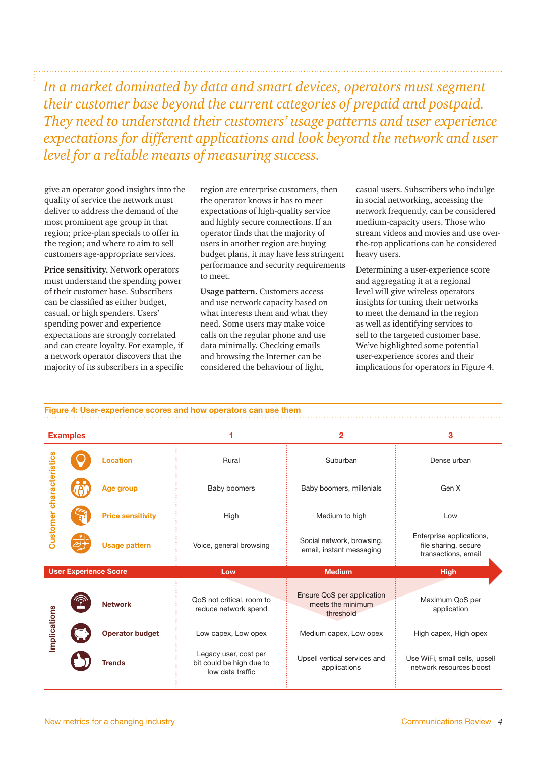*In a market dominated by data and smart devices, operators must segment their customer base beyond the current categories of prepaid and postpaid. They need to understand their customers' usage patterns and user experience expectations for different applications and look beyond the network and user level for a reliable means of measuring success.*

give an operator good insights into the quality of service the network must deliver to address the demand of the most prominent age group in that region; price-plan specials to offer in the region; and where to aim to sell customers age-appropriate services.

**Price sensitivity.** Network operators must understand the spending power of their customer base. Subscribers can be classified as either budget, casual, or high spenders. Users' spending power and experience expectations are strongly correlated and can create loyalty. For example, if a network operator discovers that the majority of its subscribers in a specific region are enterprise customers, then the operator knows it has to meet expectations of high-quality service and highly secure connections. If an operator finds that the majority of users in another region are buying budget plans, it may have less stringent performance and security requirements to meet.

**Usage pattern.** Customers access and use network capacity based on what interests them and what they need. Some users may make voice calls on the regular phone and use data minimally. Checking emails and browsing the Internet can be considered the behaviour of light, casual users. Subscribers who indulge in social networking, accessing the network frequently, can be considered medium-capacity users. Those who stream videos and movies and use over-the-top applications can be considered heavy users.

Determining a user-experience score and aggregating it at a regional level will give wireless operators insights for tuning their networks to meet the demand in the region as well as identifying services to sell to the targeted customer base. We've highlighted some potential user-experience scores and their implications for operators in Figure 4.

**Figure 4: User-experience scores and how operators can use them**

| Examples | | 1 | 2 | 3 |
|---|---|---|---|---|
| Customer characteristics | Location | Rural | Suburban | Dense urban |
| | Age group | Baby boomers | Baby boomers, millenials | Gen X |
| | Price sensitivity | High | Medium to high | Low |
| | Usage pattern | Voice, general browsing | Social network, browsing, email, instant messaging | Enterprise applications, file sharing, secure transactions, email |
| **User Experience Score** | | **Low** | **Medium** | **High** |
| Implications | Network | QoS not critical, room to reduce network spend | Ensure QoS per application meets the minimum threshold | Maximum QoS per application |
| | Operator budget | Low capex, Low opex | Medium capex, Low opex | High capex, High opex |
| | Trends | Legacy user, cost per bit could be high due to low data traffic | Upsell vertical services and applications | Use WiFi, small cells, upsell network resources boost |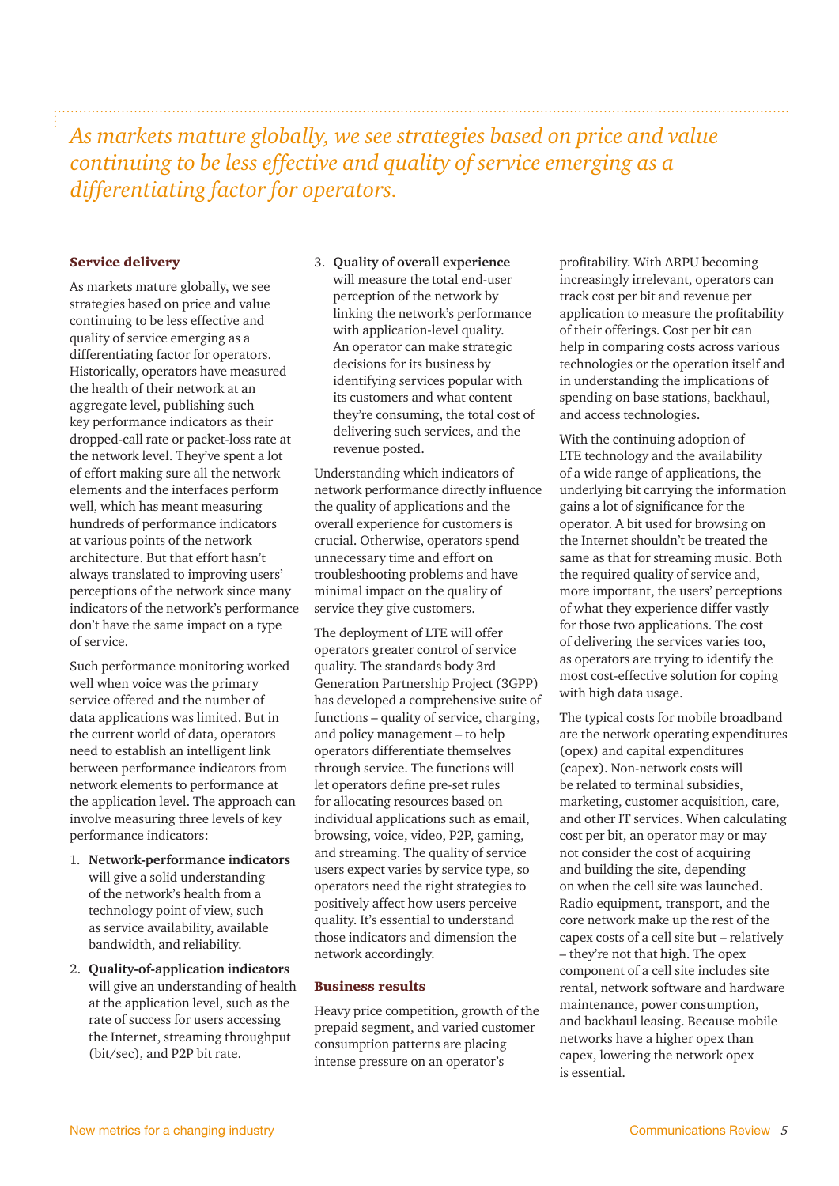*As markets mature globally, we see strategies based on price and value continuing to be less effective and quality of service emerging as a differentiating factor for operators.*

## Service delivery

As markets mature globally, we see strategies based on price and value continuing to be less effective and quality of service emerging as a differentiating factor for operators. Historically, operators have measured the health of their network at an aggregate level, publishing such key performance indicators as their dropped-call rate or packet-loss rate at the network level. They've spent a lot of effort making sure all the network elements and the interfaces perform well, which has meant measuring hundreds of performance indicators at various points of the network architecture. But that effort hasn't always translated to improving users' perceptions of the network since many indicators of the network's performance don't have the same impact on a type of service.

Such performance monitoring worked well when voice was the primary service offered and the number of data applications was limited. But in the current world of data, operators need to establish an intelligent link between performance indicators from network elements to performance at the application level. The approach can involve measuring three levels of key performance indicators:

1. **Network-performance indicators** will give a solid understanding of the network's health from a technology point of view, such as service availability, available bandwidth, and reliability.
2. **Quality-of-application indicators** will give an understanding of health at the application level, such as the rate of success for users accessing the Internet, streaming throughput (bit/sec), and P2P bit rate.
3. **Quality of overall experience** will measure the total end-user perception of the network by linking the network's performance with application-level quality. An operator can make strategic decisions for its business by identifying services popular with its customers and what content they're consuming, the total cost of delivering such services, and the revenue posted.

Understanding which indicators of network performance directly influence the quality of applications and the overall experience for customers is crucial. Otherwise, operators spend unnecessary time and effort on troubleshooting problems and have minimal impact on the quality of service they give customers.

The deployment of LTE will offer operators greater control of service quality. The standards body 3rd Generation Partnership Project (3GPP) has developed a comprehensive suite of functions – quality of service, charging, and policy management – to help operators differentiate themselves through service. The functions will let operators define pre-set rules for allocating resources based on individual applications such as email, browsing, voice, video, P2P, gaming, and streaming. The quality of service users expect varies by service type, so operators need the right strategies to positively affect how users perceive quality. It's essential to understand those indicators and dimension the network accordingly.

## Business results

Heavy price competition, growth of the prepaid segment, and varied customer consumption patterns are placing intense pressure on an operator's profitability. With ARPU becoming increasingly irrelevant, operators can track cost per bit and revenue per application to measure the profitability of their offerings. Cost per bit can help in comparing costs across various technologies or the operation itself and in understanding the implications of spending on base stations, backhaul, and access technologies.

With the continuing adoption of LTE technology and the availability of a wide range of applications, the underlying bit carrying the information gains a lot of significance for the operator. A bit used for browsing on the Internet shouldn't be treated the same as that for streaming music. Both the required quality of service and, more important, the users' perceptions of what they experience differ vastly for those two applications. The cost of delivering the services varies too, as operators are trying to identify the most cost-effective solution for coping with high data usage.

The typical costs for mobile broadband are the network operating expenditures (opex) and capital expenditures (capex). Non-network costs will be related to terminal subsidies, marketing, customer acquisition, care, and other IT services. When calculating cost per bit, an operator may or may not consider the cost of acquiring and building the site, depending on when the cell site was launched. Radio equipment, transport, and the core network make up the rest of the capex costs of a cell site but – relatively – they're not that high. The opex component of a cell site includes site rental, network software and hardware maintenance, power consumption, and backhaul leasing. Because mobile networks have a higher opex than capex, lowering the network opex is essential.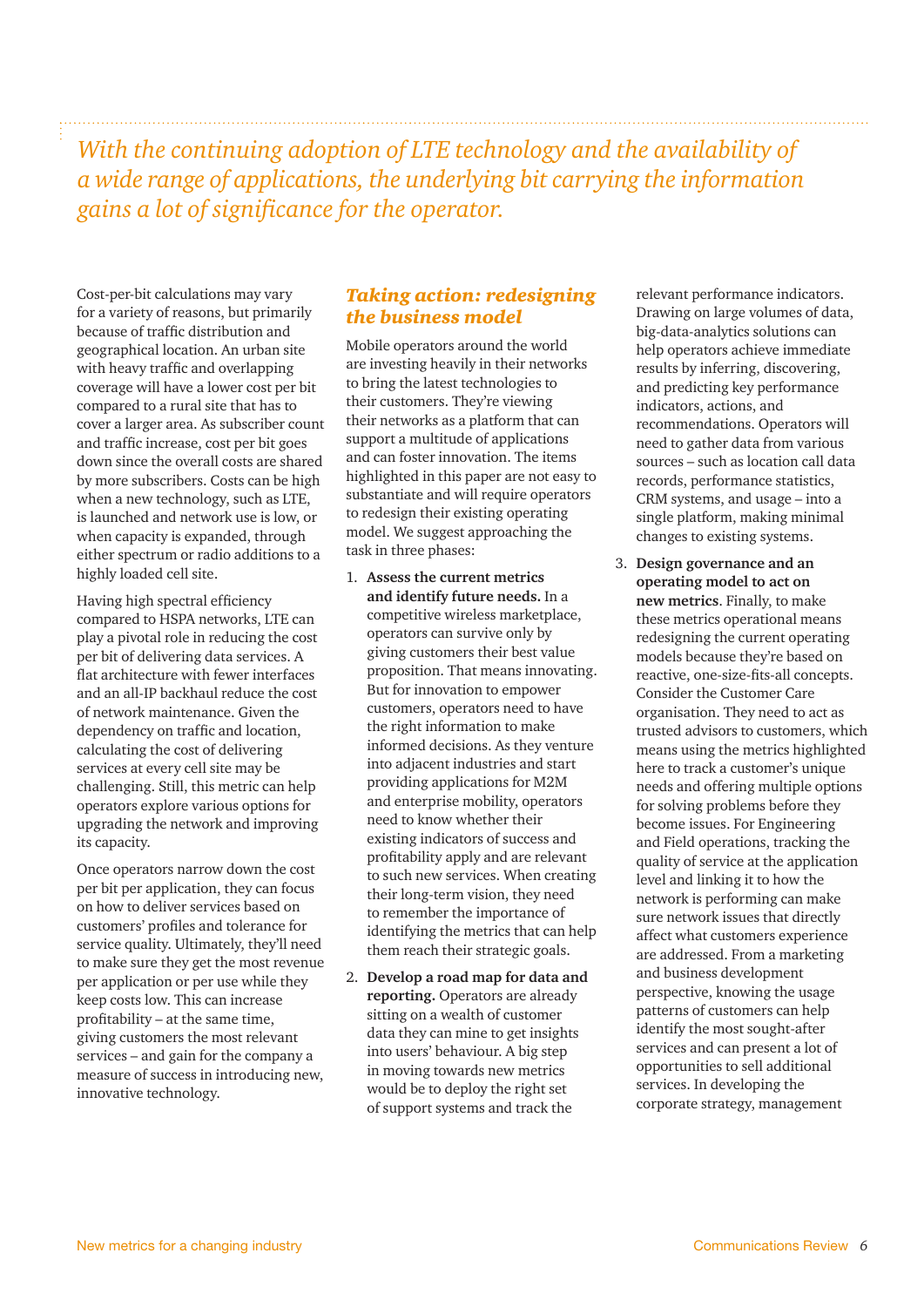*With the continuing adoption of LTE technology and the availability of a wide range of applications, the underlying bit carrying the information gains a lot of significance for the operator.*

Cost-per-bit calculations may vary for a variety of reasons, but primarily because of traffic distribution and geographical location. An urban site with heavy traffic and overlapping coverage will have a lower cost per bit compared to a rural site that has to cover a larger area. As subscriber count and traffic increase, cost per bit goes down since the overall costs are shared by more subscribers. Costs can be high when a new technology, such as LTE, is launched and network use is low, or when capacity is expanded, through either spectrum or radio additions to a highly loaded cell site.

Having high spectral efficiency compared to HSPA networks, LTE can play a pivotal role in reducing the cost per bit of delivering data services. A flat architecture with fewer interfaces and an all-IP backhaul reduce the cost of network maintenance. Given the dependency on traffic and location, calculating the cost of delivering services at every cell site may be challenging. Still, this metric can help operators explore various options for upgrading the network and improving its capacity.

Once operators narrow down the cost per bit per application, they can focus on how to deliver services based on customers' profiles and tolerance for service quality. Ultimately, they'll need to make sure they get the most revenue per application or per use while they keep costs low. This can increase profitability – at the same time, giving customers the most relevant services – and gain for the company a measure of success in introducing new, innovative technology.

## *Taking action: redesigning the business model*

Mobile operators around the world are investing heavily in their networks to bring the latest technologies to their customers. They're viewing their networks as a platform that can support a multitude of applications and can foster innovation. The items highlighted in this paper are not easy to substantiate and will require operators to redesign their existing operating model. We suggest approaching the task in three phases:

1. **Assess the current metrics and identify future needs.** In a competitive wireless marketplace, operators can survive only by giving customers their best value proposition. That means innovating. But for innovation to empower customers, operators need to have the right information to make informed decisions. As they venture into adjacent industries and start providing applications for M2M and enterprise mobility, operators need to know whether their existing indicators of success and profitability apply and are relevant to such new services. When creating their long-term vision, they need to remember the importance of identifying the metrics that can help them reach their strategic goals.

2. **Develop a road map for data and reporting.** Operators are already sitting on a wealth of customer data they can mine to get insights into users' behaviour. A big step in moving towards new metrics would be to deploy the right set of support systems and track the relevant performance indicators. Drawing on large volumes of data, big-data-analytics solutions can help operators achieve immediate results by inferring, discovering, and predicting key performance indicators, actions, and recommendations. Operators will need to gather data from various sources – such as location call data records, performance statistics, CRM systems, and usage – into a single platform, making minimal changes to existing systems.

3. **Design governance and an operating model to act on new metrics**. Finally, to make these metrics operational means redesigning the current operating models because they're based on reactive, one-size-fits-all concepts. Consider the Customer Care organisation. They need to act as trusted advisors to customers, which means using the metrics highlighted here to track a customer's unique needs and offering multiple options for solving problems before they become issues. For Engineering and Field operations, tracking the quality of service at the application level and linking it to how the network is performing can make sure network issues that directly affect what customers experience are addressed. From a marketing and business development perspective, knowing the usage patterns of customers can help identify the most sought-after services and can present a lot of opportunities to sell additional services. In developing the corporate strategy, management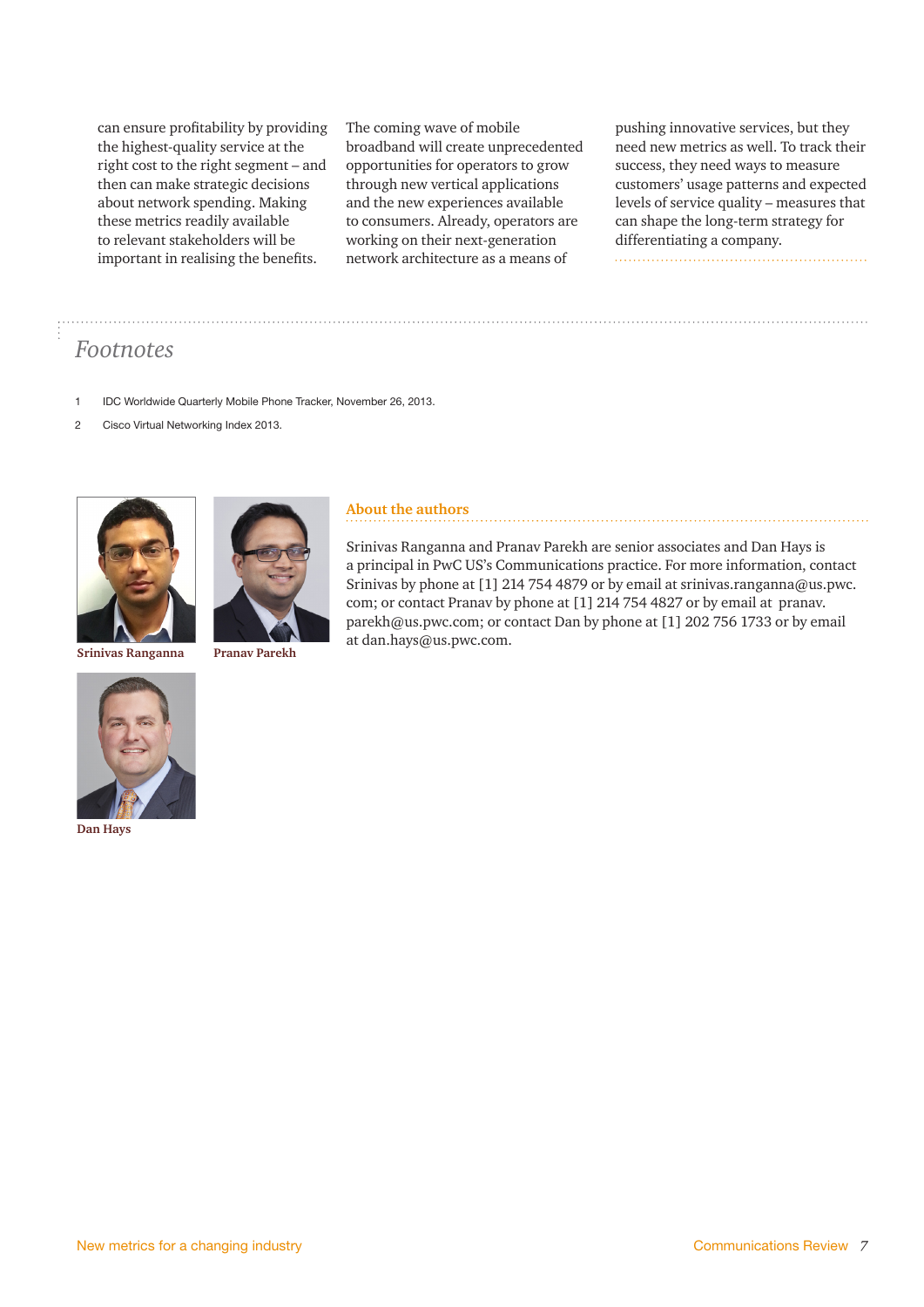can ensure profitability by providing the highest-quality service at the right cost to the right segment – and then can make strategic decisions about network spending. Making these metrics readily available to relevant stakeholders will be important in realising the benefits.

The coming wave of mobile broadband will create unprecedented opportunities for operators to grow through new vertical applications and the new experiences available to consumers. Already, operators are working on their next-generation network architecture as a means of pushing innovative services, but they need new metrics as well. To track their success, they need ways to measure customers' usage patterns and expected levels of service quality – measures that can shape the long-term strategy for differentiating a company.

## *Footnotes*

1 IDC Worldwide Quarterly Mobile Phone Tracker, November 26, 2013.

2 Cisco Virtual Networking Index 2013.

**Srinivas Ranganna**

**Pranav Parekh**

**Dan Hays**

### About the authors

Srinivas Ranganna and Pranav Parekh are senior associates and Dan Hays is a principal in PwC US's Communications practice. For more information, contact Srinivas by phone at [1] 214 754 4879 or by email at srinivas.ranganna@us.pwc.com; or contact Pranav by phone at [1] 214 754 4827 or by email at pranav.parekh@us.pwc.com; or contact Dan by phone at [1] 202 756 1733 or by email at dan.hays@us.pwc.com.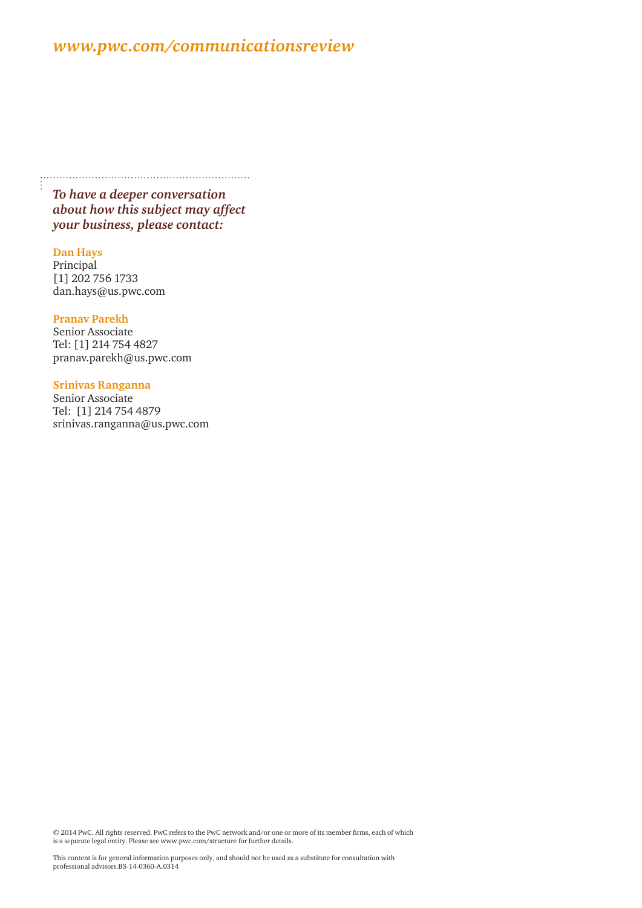*www.pwc.com/communicationsreview*

***To have a deeper conversation about how this subject may affect your business, please contact:***

**Dan Hays**
Principal
[1] 202 756 1733
dan.hays@us.pwc.com

**Pranav Parekh**
Senior Associate
Tel: [1] 214 754 4827
pranav.parekh@us.pwc.com

**Srinivas Ranganna**
Senior Associate
Tel: [1] 214 754 4879
srinivas.ranganna@us.pwc.com

© 2014 PwC. All rights reserved. PwC refers to the PwC network and/or one or more of its member firms, each of which is a separate legal entity. Please see www.pwc.com/structure for further details.

This content is for general information purposes only, and should not be used as a substitute for consultation with professional advisors.BS-14-0360-A.0314